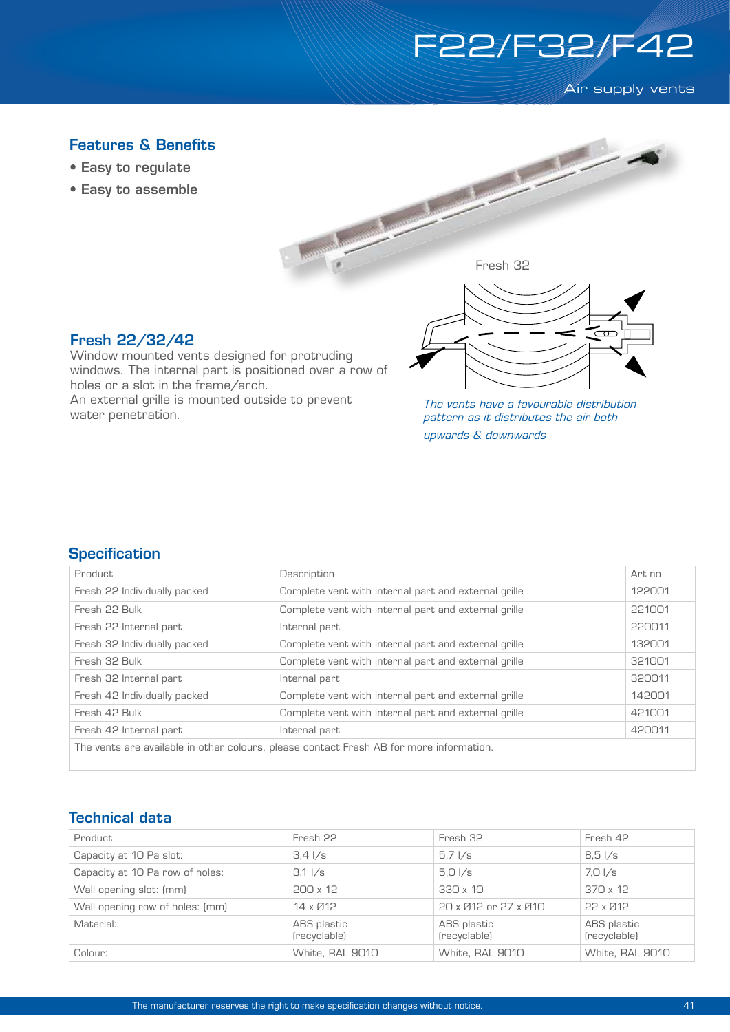# F22/F32/F42

Air supply vents

## Features & Benefits

- Easy to regulate
- Easy to assemble

Fresh 32

## Fresh 22/32/42

Window mounted vents designed for protruding windows. The internal part is positioned over a row of holes or a slot in the frame/arch.
An external grille is mounted outside to prevent water penetration.

*The vents have a favourable distribution pattern as it distributes the air both upwards & downwards*

## Specification

| Product | Description | Art no |
|---|---|---|
| Fresh 22 Individually packed | Complete vent with internal part and external grille | 122001 |
| Fresh 22 Bulk | Complete vent with internal part and external grille | 221001 |
| Fresh 22 Internal part | Internal part | 220011 |
| Fresh 32 Individually packed | Complete vent with internal part and external grille | 132001 |
| Fresh 32 Bulk | Complete vent with internal part and external grille | 321001 |
| Fresh 32 Internal part | Internal part | 320011 |
| Fresh 42 Individually packed | Complete vent with internal part and external grille | 142001 |
| Fresh 42 Bulk | Complete vent with internal part and external grille | 421001 |
| Fresh 42 Internal part | Internal part | 420011 |

The vents are available in other colours, please contact Fresh AB for more information.

## Technical data

| Product | Fresh 22 | Fresh 32 | Fresh 42 |
|---|---|---|---|
| Capacity at 10 Pa slot: | 3,4 l/s | 5,7 l/s | 8,5 l/s |
| Capacity at 10 Pa row of holes: | 3,1 l/s | 5,0 l/s | 7,0 l/s |
| Wall opening slot: (mm) | 200 x 12 | 330 x 10 | 370 x 12 |
| Wall opening row of holes: (mm) | 14 x Ø12 | 20 x Ø12 or 27 x Ø10 | 22 x Ø12 |
| Material: | ABS plastic (recyclable) | ABS plastic (recyclable) | ABS plastic (recyclable) |
| Colour: | White, RAL 9010 | White, RAL 9010 | White, RAL 9010 |

The manufacturer reserves the right to make specification changes without notice.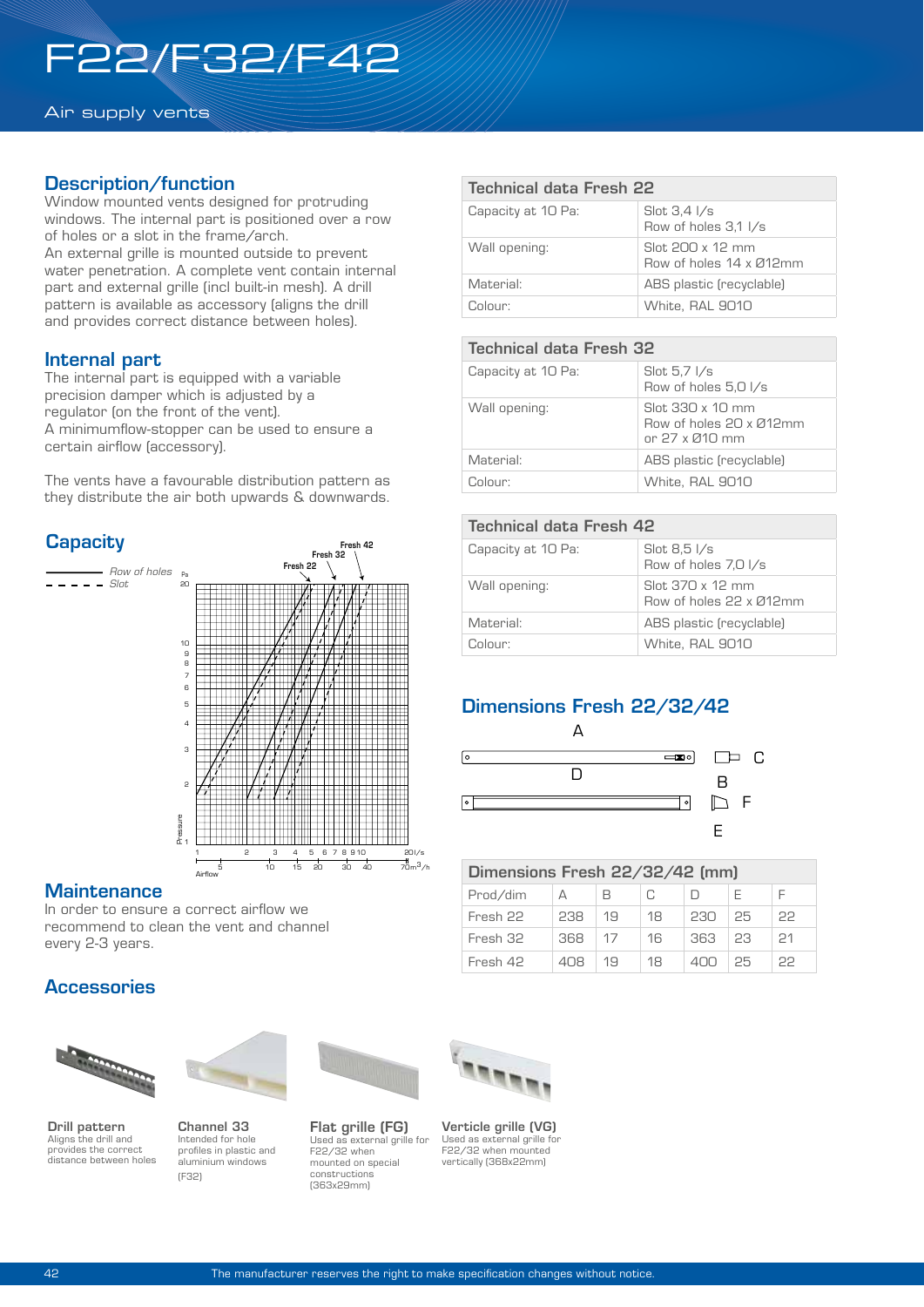# F22/F32/F42

Air supply vents

## Description/function

Window mounted vents designed for protruding windows. The internal part is positioned over a row of holes or a slot in the frame/arch.
An external grille is mounted outside to prevent water penetration. A complete vent contain internal part and external grille (incl built-in mesh). A drill pattern is available as accessory (aligns the drill and provides correct distance between holes).

## Internal part

The internal part is equipped with a variable precision damper which is adjusted by a regulator (on the front of the vent).
A minimumflow-stopper can be used to ensure a certain airflow (accessory).

The vents have a favourable distribution pattern as they distribute the air both upwards & downwards.

## Capacity

Row of holes
Slot

Fresh 42
Fresh 32
Fresh 22

Pa
20
10
9
8
7
6
5
4
3
2
1
Pressure

1 2 3 4 5 6 7 8 9 10 20 l/s
5 10 15 20 30 40 70 $m^3/h$
Airflow

## Maintenance

In order to ensure a correct airflow we recommend to clean the vent and channel every 2-3 years.

## Accessories

**Drill pattern**
Aligns the drill and provides the correct distance between holes

**Channel 33**
Intended for hole profiles in plastic and aluminium windows (F32)

**Flat grille (FG)**
Used as external grille for F22/32 when mounted on special constructions (363x29mm)

**Verticle grille (VG)**
Used as external grille for F22/32 when mounted vertically (368x22mm)

| Technical data Fresh 22 | |
|---|---|
| Capacity at 10 Pa: | Slot 3,4 l/s<br>Row of holes 3,1 l/s |
| Wall opening: | Slot 200 x 12 mm<br>Row of holes 14 x Ø12mm |
| Material: | ABS plastic (recyclable) |
| Colour: | White, RAL 9010 |

| Technical data Fresh 32 | |
|---|---|
| Capacity at 10 Pa: | Slot 5,7 l/s<br>Row of holes 5,0 l/s |
| Wall opening: | Slot 330 x 10 mm<br>Row of holes 20 x Ø12mm<br>or 27 x Ø10 mm |
| Material: | ABS plastic (recyclable) |
| Colour: | White, RAL 9010 |

| Technical data Fresh 42 | |
|---|---|
| Capacity at 10 Pa: | Slot 8,5 l/s<br>Row of holes 7,0 l/s |
| Wall opening: | Slot 370 x 12 mm<br>Row of holes 22 x Ø12mm |
| Material: | ABS plastic (recyclable) |
| Colour: | White, RAL 9010 |

## Dimensions Fresh 22/32/42

A
D
B
C
F
E

| Dimensions Fresh 22/32/42 (mm) | | | | | | |
|---|---|---|---|---|---|---|
| Prod/dim | A | B | C | D | E | F |
| Fresh 22 | 238 | 19 | 18 | 230 | 25 | 22 |
| Fresh 32 | 368 | 17 | 16 | 363 | 23 | 21 |
| Fresh 42 | 408 | 19 | 18 | 400 | 25 | 22 |

The manufacturer reserves the right to make specification changes without notice.